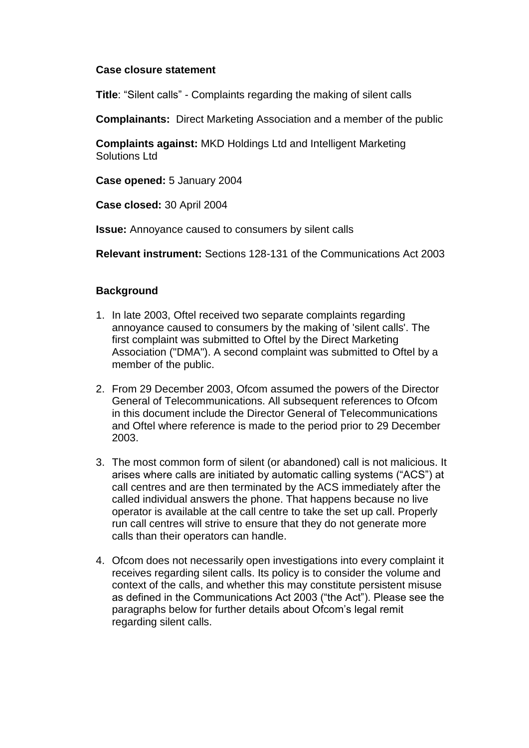**Case closure statement**

**Title**: "Silent calls" - Complaints regarding the making of silent calls

**Complainants:** Direct Marketing Association and a member of the public

**Complaints against:** MKD Holdings Ltd and Intelligent Marketing Solutions Ltd

**Case opened:** 5 January 2004

**Case closed:** 30 April 2004

**Issue:** Annoyance caused to consumers by silent calls

**Relevant instrument:** Sections 128-131 of the Communications Act 2003

**Background**

1. In late 2003, Oftel received two separate complaints regarding annoyance caused to consumers by the making of 'silent calls'. The first complaint was submitted to Oftel by the Direct Marketing Association ("DMA"). A second complaint was submitted to Oftel by a member of the public.

2. From 29 December 2003, Ofcom assumed the powers of the Director General of Telecommunications. All subsequent references to Ofcom in this document include the Director General of Telecommunications and Oftel where reference is made to the period prior to 29 December 2003.

3. The most common form of silent (or abandoned) call is not malicious. It arises where calls are initiated by automatic calling systems ("ACS") at call centres and are then terminated by the ACS immediately after the called individual answers the phone. That happens because no live operator is available at the call centre to take the set up call. Properly run call centres will strive to ensure that they do not generate more calls than their operators can handle.

4. Ofcom does not necessarily open investigations into every complaint it receives regarding silent calls. Its policy is to consider the volume and context of the calls, and whether this may constitute persistent misuse as defined in the Communications Act 2003 ("the Act"). Please see the paragraphs below for further details about Ofcom's legal remit regarding silent calls.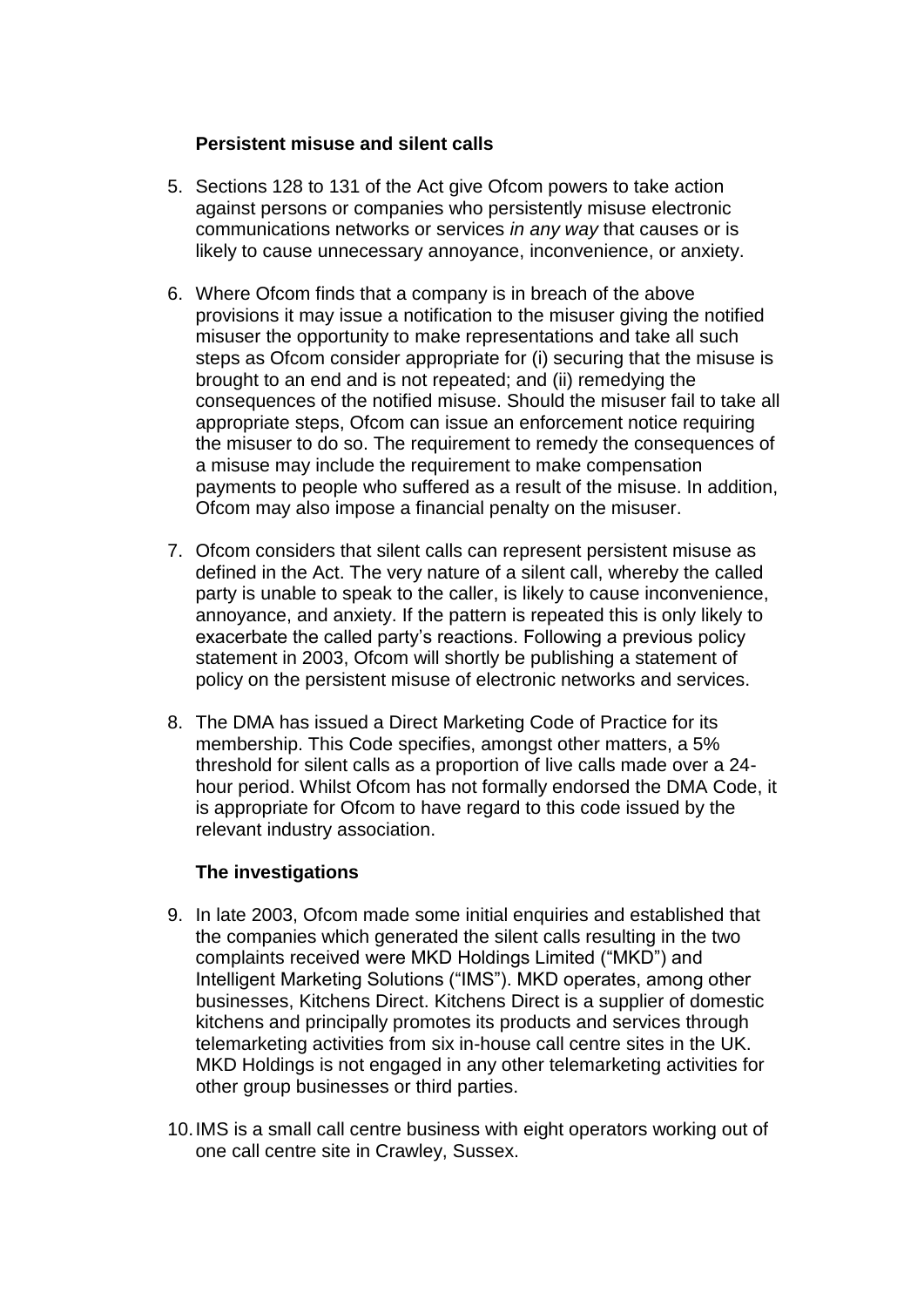### Persistent misuse and silent calls

5. Sections 128 to 131 of the Act give Ofcom powers to take action against persons or companies who persistently misuse electronic communications networks or services *in any way* that causes or is likely to cause unnecessary annoyance, inconvenience, or anxiety.

6. Where Ofcom finds that a company is in breach of the above provisions it may issue a notification to the misuser giving the notified misuser the opportunity to make representations and take all such steps as Ofcom consider appropriate for (i) securing that the misuse is brought to an end and is not repeated; and (ii) remedying the consequences of the notified misuse. Should the misuser fail to take all appropriate steps, Ofcom can issue an enforcement notice requiring the misuser to do so. The requirement to remedy the consequences of a misuse may include the requirement to make compensation payments to people who suffered as a result of the misuse. In addition, Ofcom may also impose a financial penalty on the misuser.

7. Ofcom considers that silent calls can represent persistent misuse as defined in the Act. The very nature of a silent call, whereby the called party is unable to speak to the caller, is likely to cause inconvenience, annoyance, and anxiety. If the pattern is repeated this is only likely to exacerbate the called party's reactions. Following a previous policy statement in 2003, Ofcom will shortly be publishing a statement of policy on the persistent misuse of electronic networks and services.

8. The DMA has issued a Direct Marketing Code of Practice for its membership. This Code specifies, amongst other matters, a 5% threshold for silent calls as a proportion of live calls made over a 24-hour period. Whilst Ofcom has not formally endorsed the DMA Code, it is appropriate for Ofcom to have regard to this code issued by the relevant industry association.

### The investigations

9. In late 2003, Ofcom made some initial enquiries and established that the companies which generated the silent calls resulting in the two complaints received were MKD Holdings Limited ("MKD") and Intelligent Marketing Solutions ("IMS"). MKD operates, among other businesses, Kitchens Direct. Kitchens Direct is a supplier of domestic kitchens and principally promotes its products and services through telemarketing activities from six in-house call centre sites in the UK. MKD Holdings is not engaged in any other telemarketing activities for other group businesses or third parties.

10. IMS is a small call centre business with eight operators working out of one call centre site in Crawley, Sussex.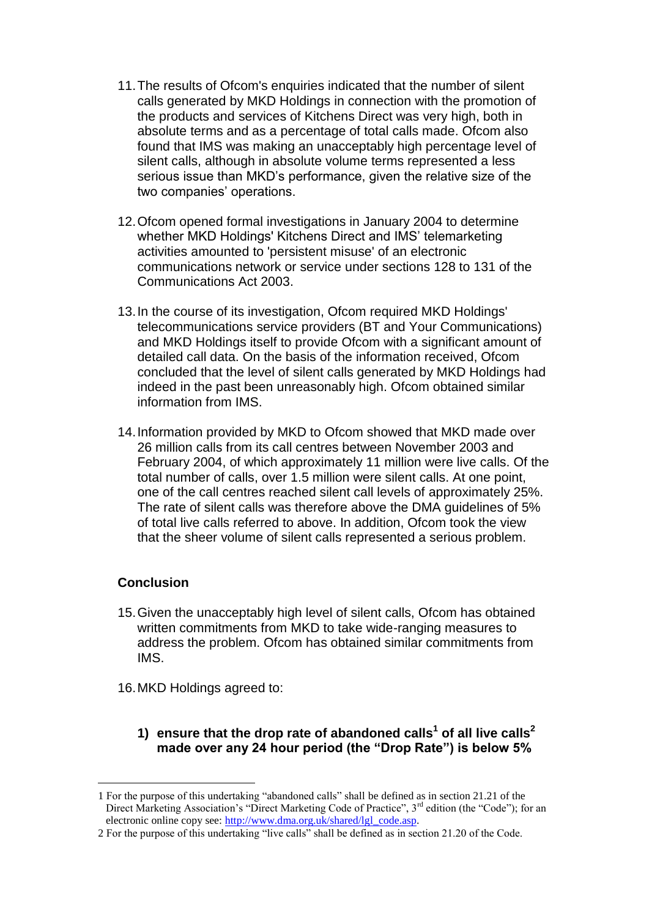11. The results of Ofcom's enquiries indicated that the number of silent calls generated by MKD Holdings in connection with the promotion of the products and services of Kitchens Direct was very high, both in absolute terms and as a percentage of total calls made. Ofcom also found that IMS was making an unacceptably high percentage level of silent calls, although in absolute volume terms represented a less serious issue than MKD's performance, given the relative size of the two companies' operations.

12. Ofcom opened formal investigations in January 2004 to determine whether MKD Holdings' Kitchens Direct and IMS' telemarketing activities amounted to 'persistent misuse' of an electronic communications network or service under sections 128 to 131 of the Communications Act 2003.

13. In the course of its investigation, Ofcom required MKD Holdings' telecommunications service providers (BT and Your Communications) and MKD Holdings itself to provide Ofcom with a significant amount of detailed call data. On the basis of the information received, Ofcom concluded that the level of silent calls generated by MKD Holdings had indeed in the past been unreasonably high. Ofcom obtained similar information from IMS.

14. Information provided by MKD to Ofcom showed that MKD made over 26 million calls from its call centres between November 2003 and February 2004, of which approximately 11 million were live calls. Of the total number of calls, over 1.5 million were silent calls. At one point, one of the call centres reached silent call levels of approximately 25%. The rate of silent calls was therefore above the DMA guidelines of 5% of total live calls referred to above. In addition, Ofcom took the view that the sheer volume of silent calls represented a serious problem.

## Conclusion

15. Given the unacceptably high level of silent calls, Ofcom has obtained written commitments from MKD to take wide-ranging measures to address the problem. Ofcom has obtained similar commitments from IMS.

16. MKD Holdings agreed to:

    1) **ensure that the drop rate of abandoned calls[1] of all live calls[2] made over any 24 hour period (the "Drop Rate") is below 5%**

---

1 For the purpose of this undertaking "abandoned calls" shall be defined as in section 21.21 of the Direct Marketing Association's "Direct Marketing Code of Practice", 3rd edition (the "Code"); for an electronic online copy see: http://www.dma.org.uk/shared/lgl_code.asp.

2 For the purpose of this undertaking "live calls" shall be defined as in section 21.20 of the Code.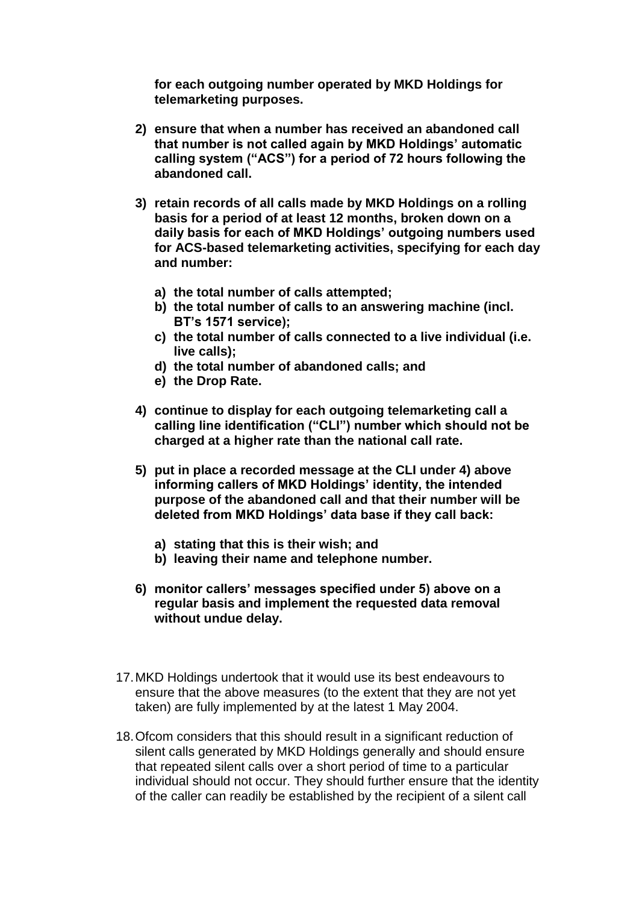**for each outgoing number operated by MKD Holdings for telemarketing purposes.**

2) **ensure that when a number has received an abandoned call that number is not called again by MKD Holdings' automatic calling system ("ACS") for a period of 72 hours following the abandoned call.**

3) **retain records of all calls made by MKD Holdings on a rolling basis for a period of at least 12 months, broken down on a daily basis for each of MKD Holdings' outgoing numbers used for ACS-based telemarketing activities, specifying for each day and number:**

   a) **the total number of calls attempted;**
   b) **the total number of calls to an answering machine (incl. BT's 1571 service);**
   c) **the total number of calls connected to a live individual (i.e. live calls);**
   d) **the total number of abandoned calls; and**
   e) **the Drop Rate.**

4) **continue to display for each outgoing telemarketing call a calling line identification ("CLI") number which should not be charged at a higher rate than the national call rate.**

5) **put in place a recorded message at the CLI under 4) above informing callers of MKD Holdings' identity, the intended purpose of the abandoned call and that their number will be deleted from MKD Holdings' data base if they call back:**

   a) **stating that this is their wish; and**
   b) **leaving their name and telephone number.**

6) **monitor callers' messages specified under 5) above on a regular basis and implement the requested data removal without undue delay.**

17. MKD Holdings undertook that it would use its best endeavours to ensure that the above measures (to the extent that they are not yet taken) are fully implemented by at the latest 1 May 2004.

18. Ofcom considers that this should result in a significant reduction of silent calls generated by MKD Holdings generally and should ensure that repeated silent calls over a short period of time to a particular individual should not occur. They should further ensure that the identity of the caller can readily be established by the recipient of a silent call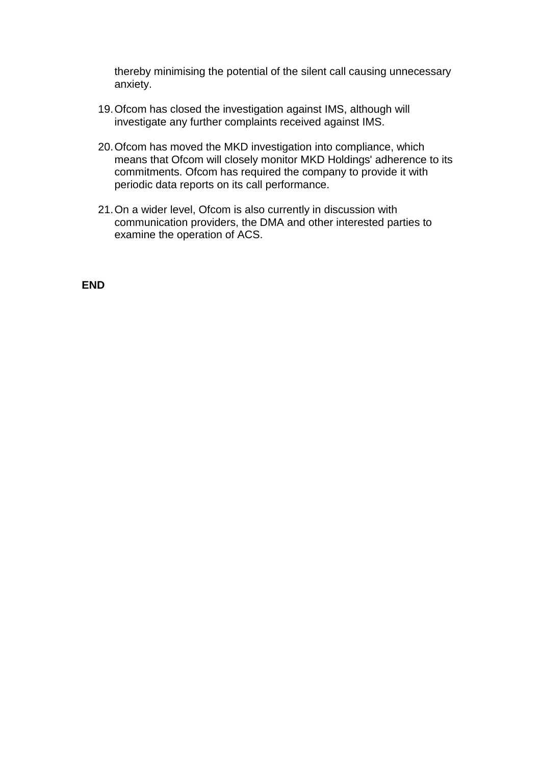thereby minimising the potential of the silent call causing unnecessary anxiety.

19. Ofcom has closed the investigation against IMS, although will investigate any further complaints received against IMS.

20. Ofcom has moved the MKD investigation into compliance, which means that Ofcom will closely monitor MKD Holdings' adherence to its commitments. Ofcom has required the company to provide it with periodic data reports on its call performance.

21. On a wider level, Ofcom is also currently in discussion with communication providers, the DMA and other interested parties to examine the operation of ACS.

**END**